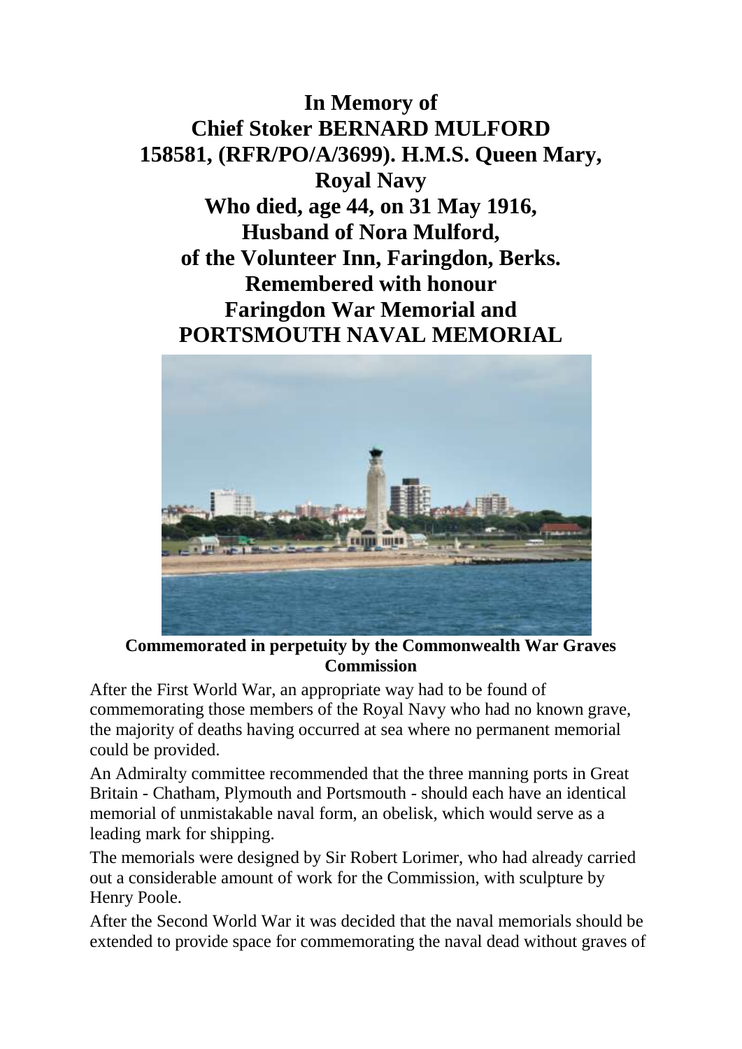**In Memory of**
**Chief Stoker BERNARD MULFORD**
**158581, (RFR/PO/A/3699). H.M.S. Queen Mary, Royal Navy**
**Who died, age 44, on 31 May 1916,**
**Husband of Nora Mulford,**
**of the Volunteer Inn, Faringdon, Berks.**
**Remembered with honour**
**Faringdon War Memorial and**
**PORTSMOUTH NAVAL MEMORIAL**

**Commemorated in perpetuity by the Commonwealth War Graves Commission**

After the First World War, an appropriate way had to be found of commemorating those members of the Royal Navy who had no known grave, the majority of deaths having occurred at sea where no permanent memorial could be provided.

An Admiralty committee recommended that the three manning ports in Great Britain - Chatham, Plymouth and Portsmouth - should each have an identical memorial of unmistakable naval form, an obelisk, which would serve as a leading mark for shipping.

The memorials were designed by Sir Robert Lorimer, who had already carried out a considerable amount of work for the Commission, with sculpture by Henry Poole.

After the Second World War it was decided that the naval memorials should be extended to provide space for commemorating the naval dead without graves of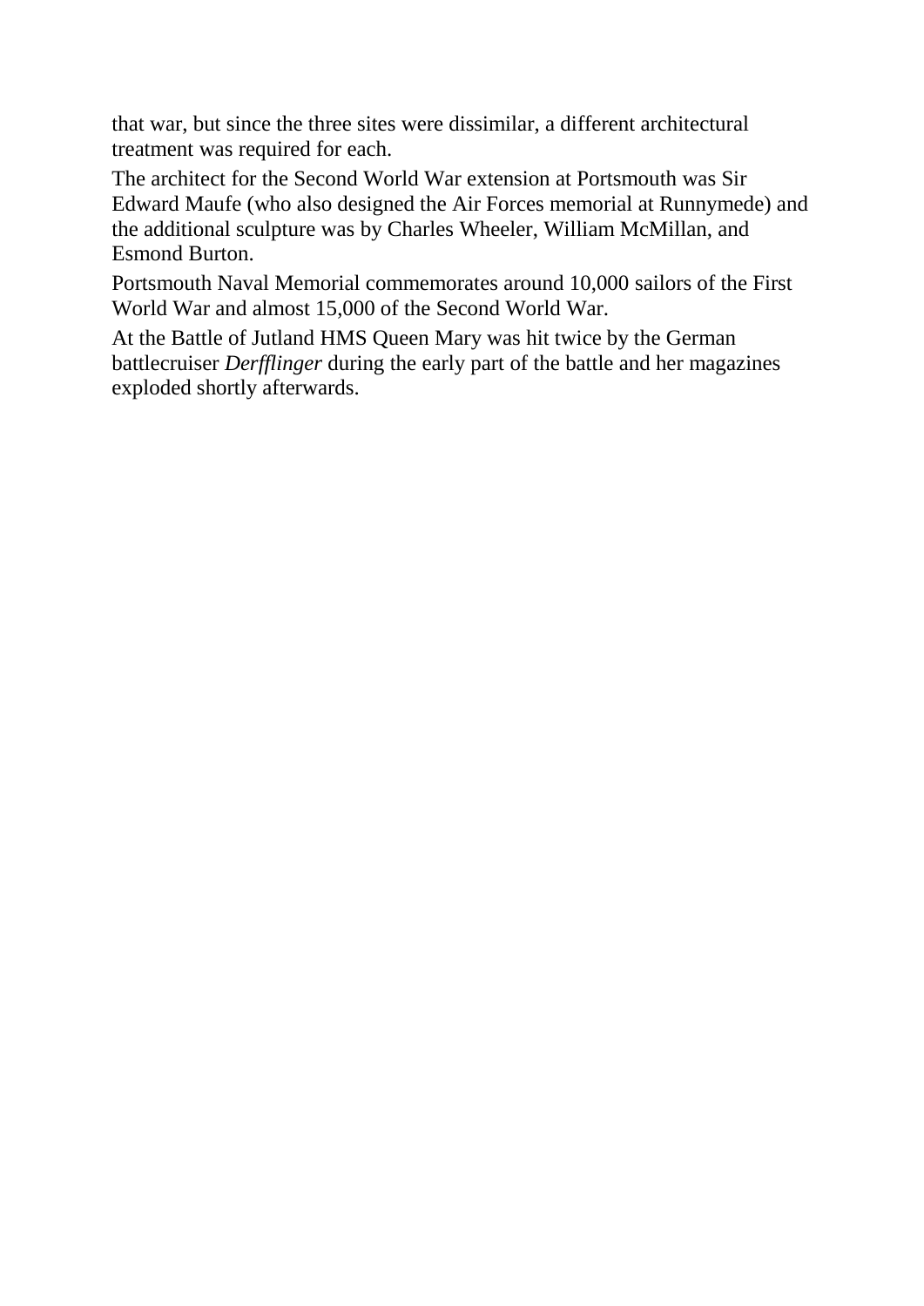that war, but since the three sites were dissimilar, a different architectural treatment was required for each.

The architect for the Second World War extension at Portsmouth was Sir Edward Maufe (who also designed the Air Forces memorial at Runnymede) and the additional sculpture was by Charles Wheeler, William McMillan, and Esmond Burton.

Portsmouth Naval Memorial commemorates around 10,000 sailors of the First World War and almost 15,000 of the Second World War.

At the Battle of Jutland HMS Queen Mary was hit twice by the German battlecruiser *Derfflinger* during the early part of the battle and her magazines exploded shortly afterwards.